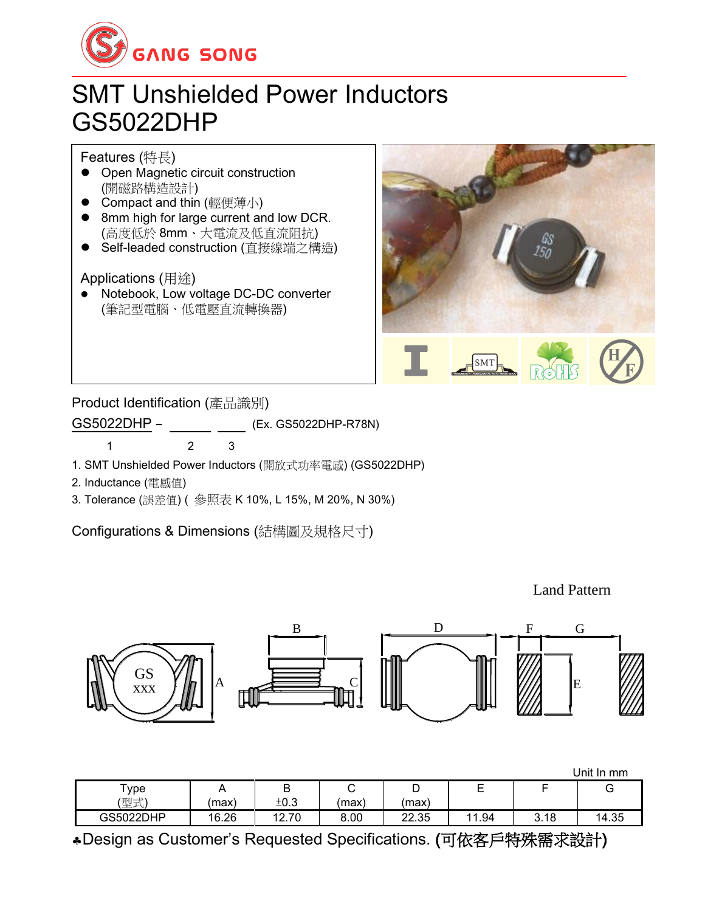# SMT Unshielded Power Inductors
# GS5022DHP

## Features (特長)

- Open Magnetic circuit construction (開磁路構造設計)
- Compact and thin (輕便薄小)
- 8mm high for large current and low DCR. (高度低於 8mm、大電流及低直流阻抗)
- Self-leaded construction (直接線端之構造)

## Applications (用途)

- Notebook, Low voltage DC-DC converter (筆記型電腦、低電壓直流轉換器)

## Product Identification (產品識別)

GS5022DHP – ______ ____ (Ex. GS5022DHP-R78N)

1 2 3

1. SMT Unshielded Power Inductors (開放式功率電感) (GS5022DHP)
2. Inductance (電感值)
3. Tolerance (誤差值) ( 參照表 K 10%, L 15%, M 20%, N 30%)

## Configurations & Dimensions (結構圖及規格尺寸)

Land Pattern

Unit In mm

| Type (型式) | A (max) | B ±0.3 | C (max) | D (max) | E | F | G |
|---|---|---|---|---|---|---|---|
| GS5022DHP | 16.26 | 12.70 | 8.00 | 22.35 | 11.94 | 3.18 | 14.35 |

♣Design as Customer's Requested Specifications. (可依客戶特殊需求設計)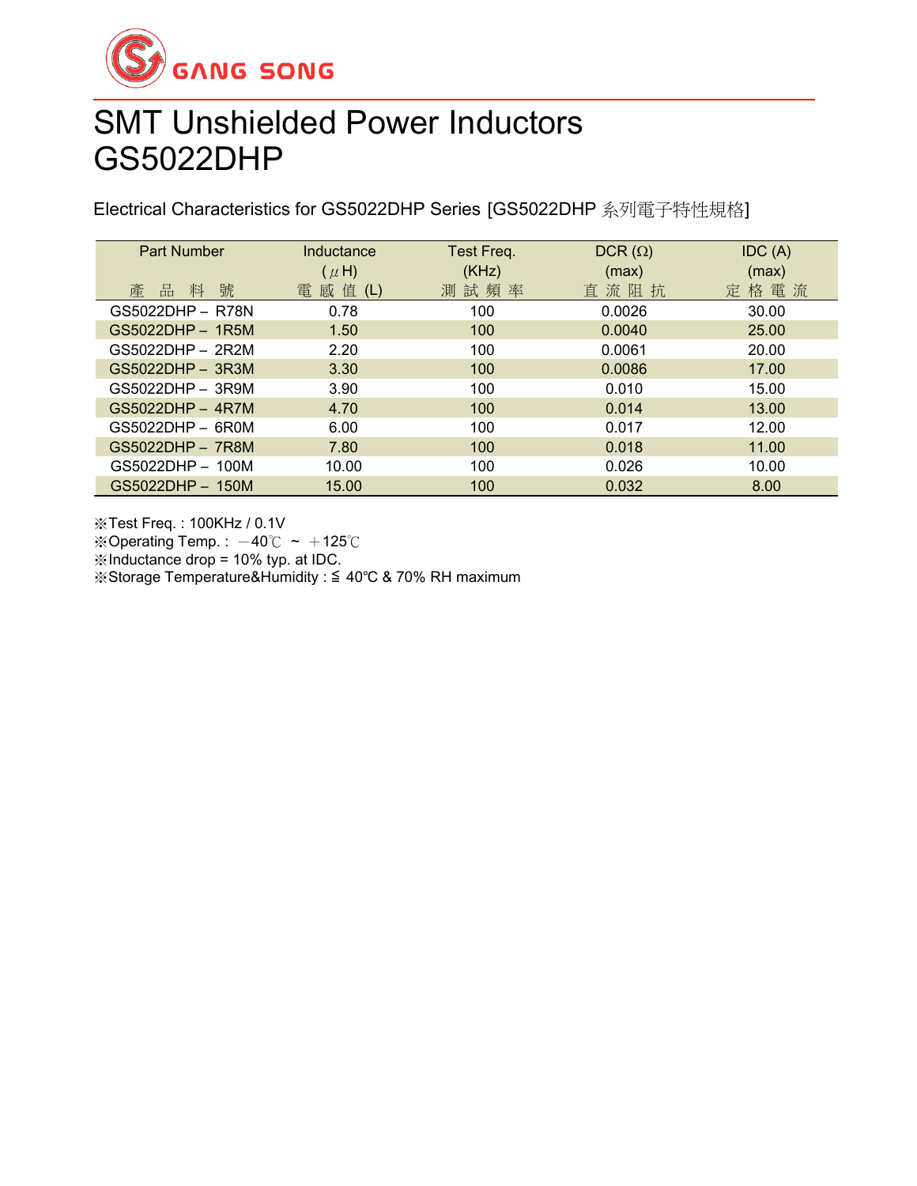GANG SONG

# SMT Unshielded Power Inductors
# GS5022DHP

Electrical Characteristics for GS5022DHP Series [GS5022DHP 系列電子特性規格]

| Part Number<br>產 品 料 號 | Inductance<br>( μH)<br>電 感 值 (L) | Test Freq.<br>(KHz)<br>測 試 頻 率 | DCR (Ω)<br>(max)<br>直 流 阻 抗 | IDC (A)<br>(max)<br>定 格 電 流 |
|---|---|---|---|---|
| GS5022DHP－ R78N | 0.78 | 100 | 0.0026 | 30.00 |
| GS5022DHP－ 1R5M | 1.50 | 100 | 0.0040 | 25.00 |
| GS5022DHP－ 2R2M | 2.20 | 100 | 0.0061 | 20.00 |
| GS5022DHP－ 3R3M | 3.30 | 100 | 0.0086 | 17.00 |
| GS5022DHP－ 3R9M | 3.90 | 100 | 0.010 | 15.00 |
| GS5022DHP－ 4R7M | 4.70 | 100 | 0.014 | 13.00 |
| GS5022DHP－ 6R0M | 6.00 | 100 | 0.017 | 12.00 |
| GS5022DHP－ 7R8M | 7.80 | 100 | 0.018 | 11.00 |
| GS5022DHP－ 100M | 10.00 | 100 | 0.026 | 10.00 |
| GS5022DHP－ 150M | 15.00 | 100 | 0.032 | 8.00 |

※Test Freq. : 100KHz / 0.1V
※Operating Temp. : －40℃ ~ ＋125℃
※Inductance drop = 10% typ. at IDC.
※Storage Temperature&Humidity : ≦ 40℃ & 70% RH maximum